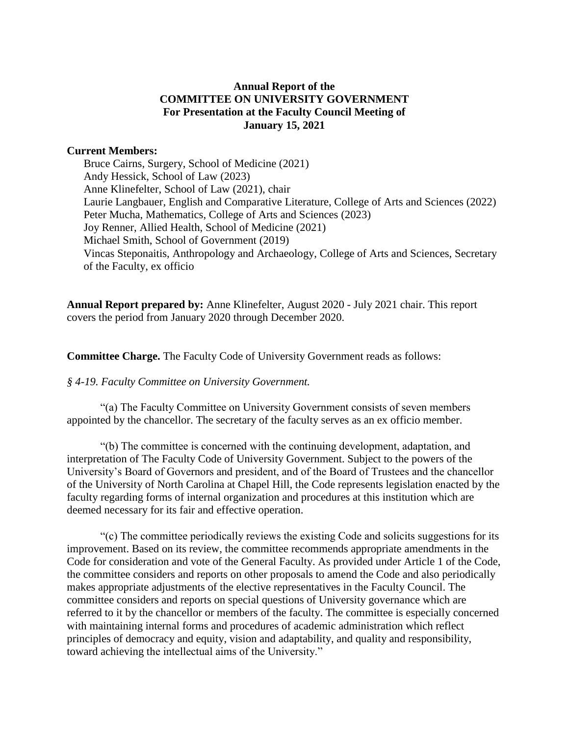# Annual Report of the COMMITTEE ON UNIVERSITY GOVERNMENT For Presentation at the Faculty Council Meeting of January 15, 2021

**Current Members:**

Bruce Cairns, Surgery, School of Medicine (2021)
Andy Hessick, School of Law (2023)
Anne Klinefelter, School of Law (2021), chair
Laurie Langbauer, English and Comparative Literature, College of Arts and Sciences (2022)
Peter Mucha, Mathematics, College of Arts and Sciences (2023)
Joy Renner, Allied Health, School of Medicine (2021)
Michael Smith, School of Government (2019)
Vincas Steponaitis, Anthropology and Archaeology, College of Arts and Sciences, Secretary of the Faculty, ex officio

**Annual Report prepared by:** Anne Klinefelter, August 2020 - July 2021 chair. This report covers the period from January 2020 through December 2020.

**Committee Charge.** The Faculty Code of University Government reads as follows:

*§ 4-19. Faculty Committee on University Government.*

"(a) The Faculty Committee on University Government consists of seven members appointed by the chancellor. The secretary of the faculty serves as an ex officio member.

"(b) The committee is concerned with the continuing development, adaptation, and interpretation of The Faculty Code of University Government. Subject to the powers of the University's Board of Governors and president, and of the Board of Trustees and the chancellor of the University of North Carolina at Chapel Hill, the Code represents legislation enacted by the faculty regarding forms of internal organization and procedures at this institution which are deemed necessary for its fair and effective operation.

"(c) The committee periodically reviews the existing Code and solicits suggestions for its improvement. Based on its review, the committee recommends appropriate amendments in the Code for consideration and vote of the General Faculty. As provided under Article 1 of the Code, the committee considers and reports on other proposals to amend the Code and also periodically makes appropriate adjustments of the elective representatives in the Faculty Council. The committee considers and reports on special questions of University governance which are referred to it by the chancellor or members of the faculty. The committee is especially concerned with maintaining internal forms and procedures of academic administration which reflect principles of democracy and equity, vision and adaptability, and quality and responsibility, toward achieving the intellectual aims of the University."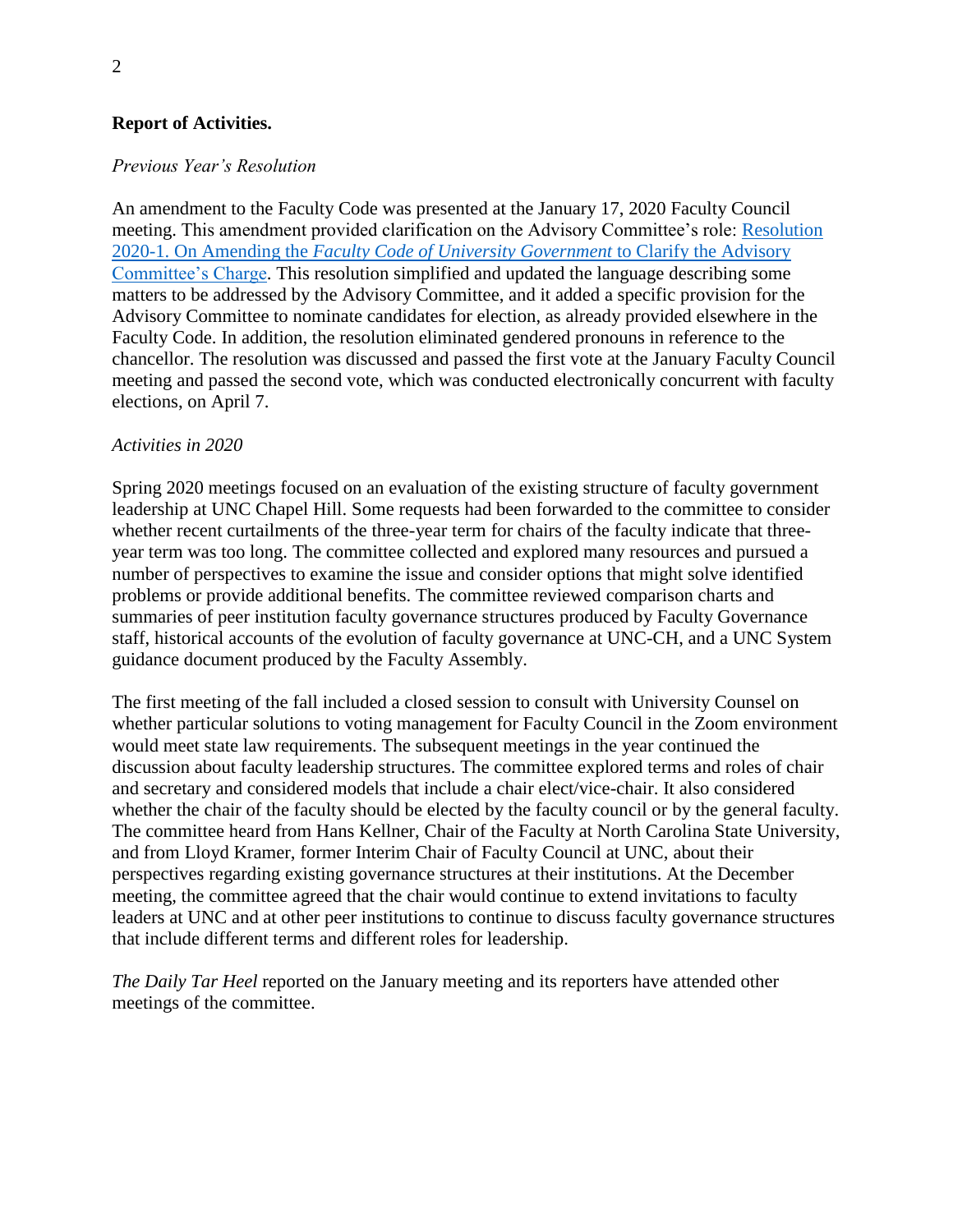**Report of Activities.**

*Previous Year's Resolution*

An amendment to the Faculty Code was presented at the January 17, 2020 Faculty Council meeting. This amendment provided clarification on the Advisory Committee's role: [Resolution 2020-1. On Amending the *Faculty Code of University Government* to Clarify the Advisory Committee's Charge](). This resolution simplified and updated the language describing some matters to be addressed by the Advisory Committee, and it added a specific provision for the Advisory Committee to nominate candidates for election, as already provided elsewhere in the Faculty Code. In addition, the resolution eliminated gendered pronouns in reference to the chancellor. The resolution was discussed and passed the first vote at the January Faculty Council meeting and passed the second vote, which was conducted electronically concurrent with faculty elections, on April 7.

*Activities in 2020*

Spring 2020 meetings focused on an evaluation of the existing structure of faculty government leadership at UNC Chapel Hill. Some requests had been forwarded to the committee to consider whether recent curtailments of the three-year term for chairs of the faculty indicate that three-year term was too long. The committee collected and explored many resources and pursued a number of perspectives to examine the issue and consider options that might solve identified problems or provide additional benefits. The committee reviewed comparison charts and summaries of peer institution faculty governance structures produced by Faculty Governance staff, historical accounts of the evolution of faculty governance at UNC-CH, and a UNC System guidance document produced by the Faculty Assembly.

The first meeting of the fall included a closed session to consult with University Counsel on whether particular solutions to voting management for Faculty Council in the Zoom environment would meet state law requirements. The subsequent meetings in the year continued the discussion about faculty leadership structures. The committee explored terms and roles of chair and secretary and considered models that include a chair elect/vice-chair. It also considered whether the chair of the faculty should be elected by the faculty council or by the general faculty. The committee heard from Hans Kellner, Chair of the Faculty at North Carolina State University, and from Lloyd Kramer, former Interim Chair of Faculty Council at UNC, about their perspectives regarding existing governance structures at their institutions. At the December meeting, the committee agreed that the chair would continue to extend invitations to faculty leaders at UNC and at other peer institutions to continue to discuss faculty governance structures that include different terms and different roles for leadership.

*The Daily Tar Heel* reported on the January meeting and its reporters have attended other meetings of the committee.